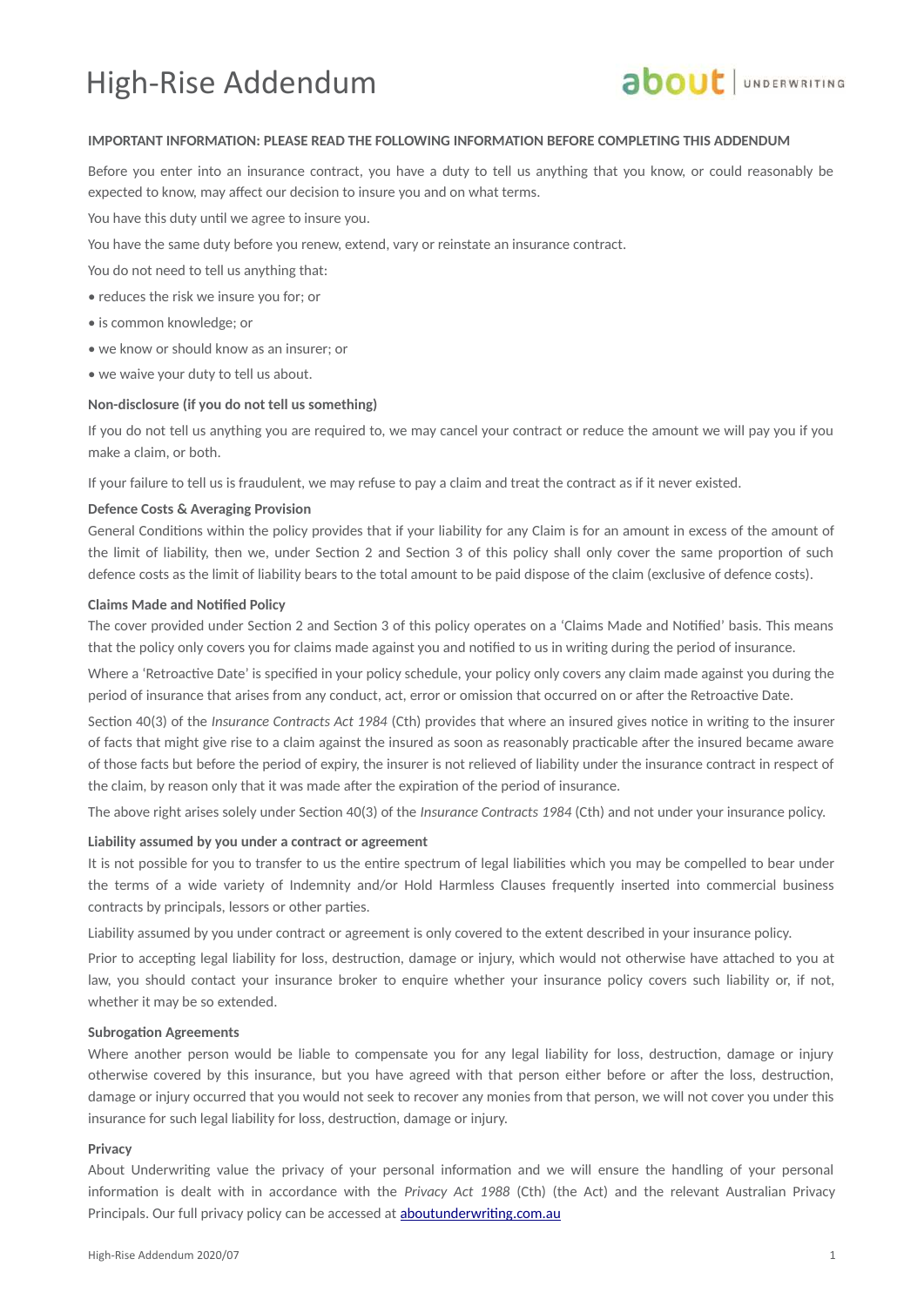# High-Rise Addendum

**IMPORTANT INFORMATION: PLEASE READ THE FOLLOWING INFORMATION BEFORE COMPLETING THIS ADDENDUM**

Before you enter into an insurance contract, you have a duty to tell us anything that you know, or could reasonably be expected to know, may affect our decision to insure you and on what terms.

You have this duty until we agree to insure you.

You have the same duty before you renew, extend, vary or reinstate an insurance contract.

You do not need to tell us anything that:

- reduces the risk we insure you for; or
- is common knowledge; or
- we know or should know as an insurer; or
- we waive your duty to tell us about.

**Non-disclosure (if you do not tell us something)**

If you do not tell us anything you are required to, we may cancel your contract or reduce the amount we will pay you if you make a claim, or both.

If your failure to tell us is fraudulent, we may refuse to pay a claim and treat the contract as if it never existed.

**Defence Costs & Averaging Provision**

General Conditions within the policy provides that if your liability for any Claim is for an amount in excess of the amount of the limit of liability, then we, under Section 2 and Section 3 of this policy shall only cover the same proportion of such defence costs as the limit of liability bears to the total amount to be paid dispose of the claim (exclusive of defence costs).

**Claims Made and Notified Policy**

The cover provided under Section 2 and Section 3 of this policy operates on a 'Claims Made and Notified' basis. This means that the policy only covers you for claims made against you and notified to us in writing during the period of insurance.

Where a 'Retroactive Date' is specified in your policy schedule, your policy only covers any claim made against you during the period of insurance that arises from any conduct, act, error or omission that occurred on or after the Retroactive Date.

Section 40(3) of the *Insurance Contracts Act 1984* (Cth) provides that where an insured gives notice in writing to the insurer of facts that might give rise to a claim against the insured as soon as reasonably practicable after the insured became aware of those facts but before the period of expiry, the insurer is not relieved of liability under the insurance contract in respect of the claim, by reason only that it was made after the expiration of the period of insurance.

The above right arises solely under Section 40(3) of the *Insurance Contracts 1984* (Cth) and not under your insurance policy.

**Liability assumed by you under a contract or agreement**

It is not possible for you to transfer to us the entire spectrum of legal liabilities which you may be compelled to bear under the terms of a wide variety of Indemnity and/or Hold Harmless Clauses frequently inserted into commercial business contracts by principals, lessors or other parties.

Liability assumed by you under contract or agreement is only covered to the extent described in your insurance policy.

Prior to accepting legal liability for loss, destruction, damage or injury, which would not otherwise have attached to you at law, you should contact your insurance broker to enquire whether your insurance policy covers such liability or, if not, whether it may be so extended.

**Subrogation Agreements**

Where another person would be liable to compensate you for any legal liability for loss, destruction, damage or injury otherwise covered by this insurance, but you have agreed with that person either before or after the loss, destruction, damage or injury occurred that you would not seek to recover any monies from that person, we will not cover you under this insurance for such legal liability for loss, destruction, damage or injury.

**Privacy**

About Underwriting value the privacy of your personal information and we will ensure the handling of your personal information is dealt with in accordance with the *Privacy Act 1988* (Cth) (the Act) and the relevant Australian Privacy Principals. Our full privacy policy can be accessed at [aboutunderwriting.com.au](aboutunderwriting.com.au)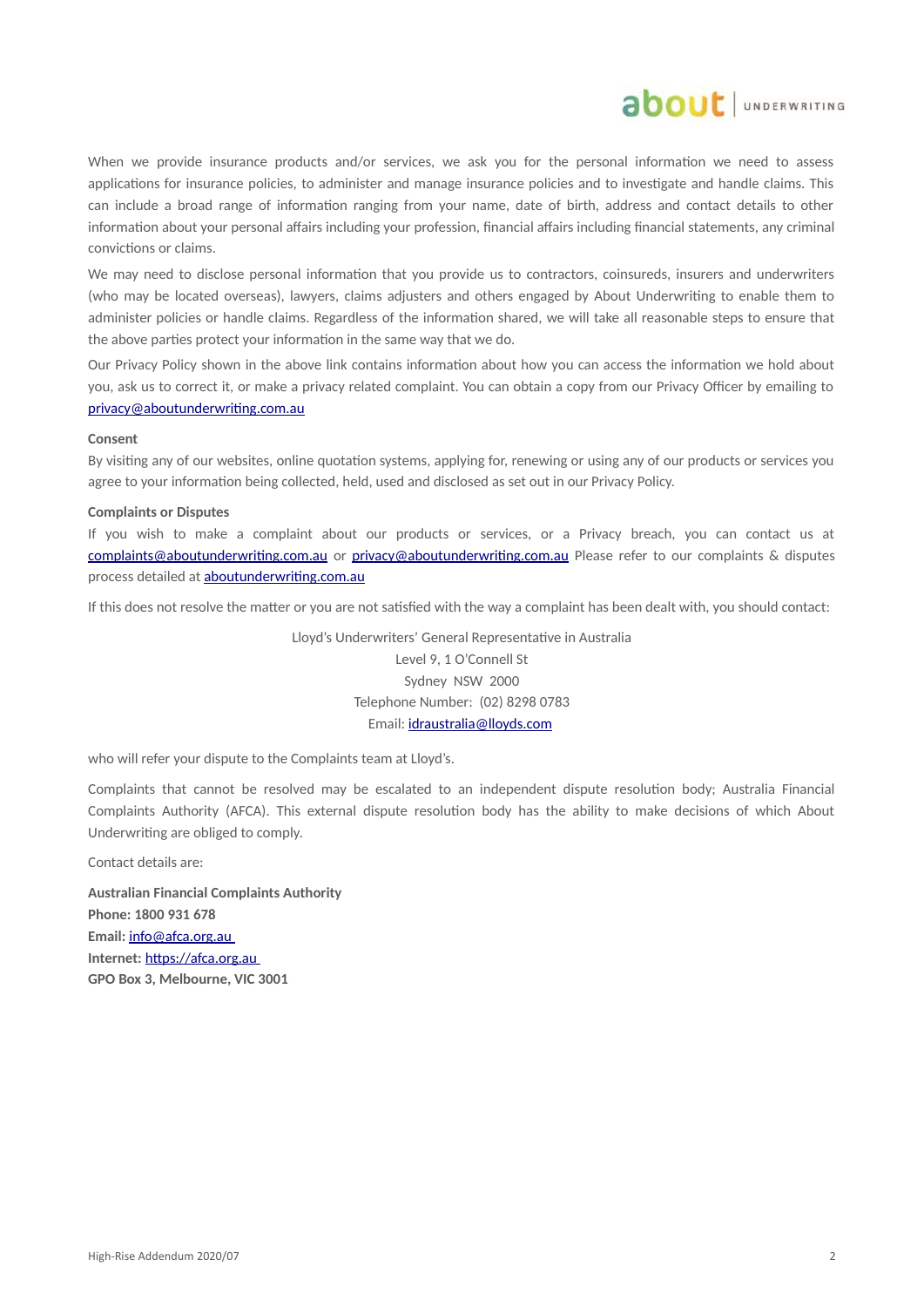When we provide insurance products and/or services, we ask you for the personal information we need to assess applications for insurance policies, to administer and manage insurance policies and to investigate and handle claims. This can include a broad range of information ranging from your name, date of birth, address and contact details to other information about your personal affairs including your profession, financial affairs including financial statements, any criminal convictions or claims.

We may need to disclose personal information that you provide us to contractors, coinsureds, insurers and underwriters (who may be located overseas), lawyers, claims adjusters and others engaged by About Underwriting to enable them to administer policies or handle claims. Regardless of the information shared, we will take all reasonable steps to ensure that the above parties protect your information in the same way that we do.

Our Privacy Policy shown in the above link contains information about how you can access the information we hold about you, ask us to correct it, or make a privacy related complaint. You can obtain a copy from our Privacy Officer by emailing to privacy@aboutunderwriting.com.au

**Consent**

By visiting any of our websites, online quotation systems, applying for, renewing or using any of our products or services you agree to your information being collected, held, used and disclosed as set out in our Privacy Policy.

**Complaints or Disputes**

If you wish to make a complaint about our products or services, or a Privacy breach, you can contact us at complaints@aboutunderwriting.com.au or privacy@aboutunderwriting.com.au Please refer to our complaints & disputes process detailed at aboutunderwriting.com.au

If this does not resolve the matter or you are not satisfied with the way a complaint has been dealt with, you should contact:

Lloyd's Underwriters' General Representative in Australia
Level 9, 1 O'Connell St
Sydney NSW 2000
Telephone Number: (02) 8298 0783
Email: idraustralia@lloyds.com

who will refer your dispute to the Complaints team at Lloyd's.

Complaints that cannot be resolved may be escalated to an independent dispute resolution body; Australia Financial Complaints Authority (AFCA). This external dispute resolution body has the ability to make decisions of which About Underwriting are obliged to comply.

Contact details are:

**Australian Financial Complaints Authority**
**Phone: 1800 931 678**
**Email:** info@afca.org.au
**Internet:** https://afca.org.au
**GPO Box 3, Melbourne, VIC 3001**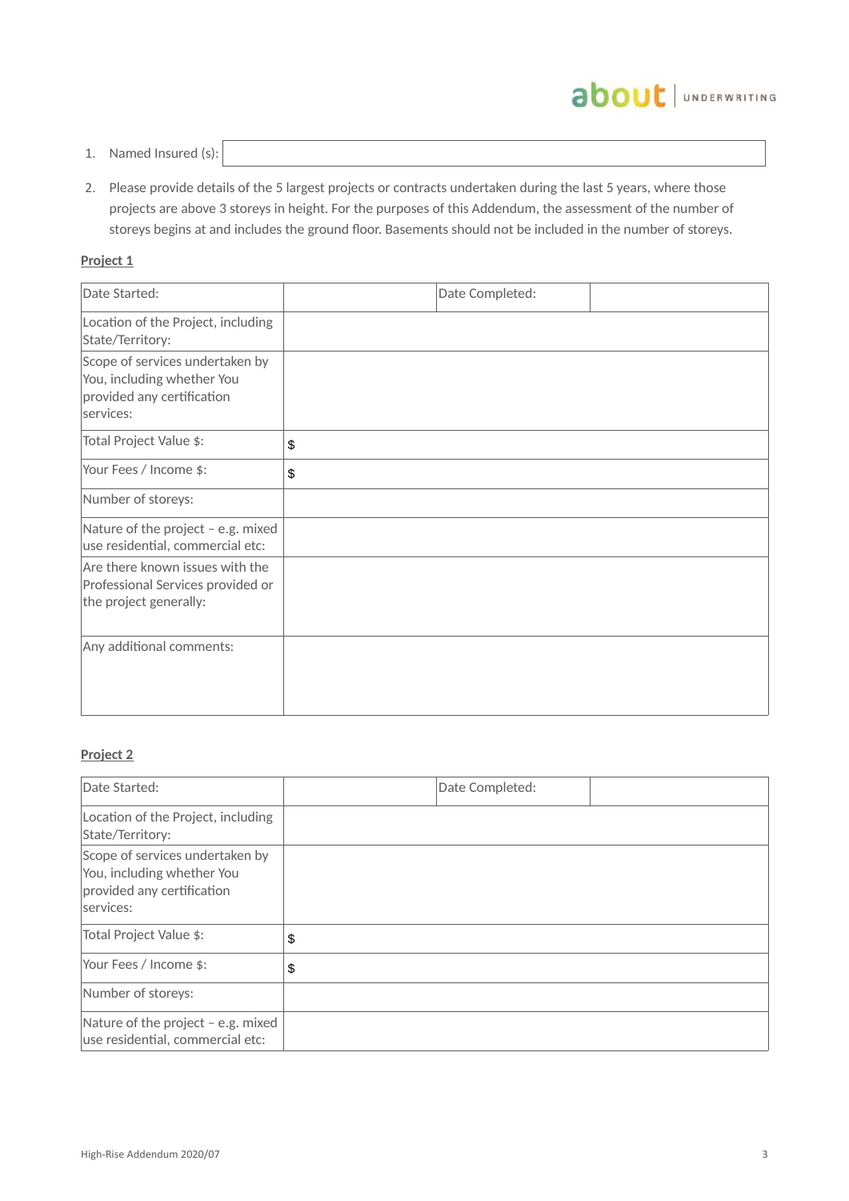1. Named Insured (s):

2. Please provide details of the 5 largest projects or contracts undertaken during the last 5 years, where those projects are above 3 storeys in height. For the purposes of this Addendum, the assessment of the number of storeys begins at and includes the ground floor. Basements should not be included in the number of storeys.

**Project 1**

| Date Started: | | Date Completed: | |
|---|---|---|---|
| Location of the Project, including State/Territory: | | | |
| Scope of services undertaken by You, including whether You provided any certification services: | | | |
| Total Project Value $: | $ | | |
| Your Fees / Income $: | $ | | |
| Number of storeys: | | | |
| Nature of the project – e.g. mixed use residential, commercial etc: | | | |
| Are there known issues with the Professional Services provided or the project generally: | | | |
| Any additional comments: | | | |

**Project 2**

| Date Started: | | Date Completed: | |
|---|---|---|---|
| Location of the Project, including State/Territory: | | | |
| Scope of services undertaken by You, including whether You provided any certification services: | | | |
| Total Project Value $: | $ | | |
| Your Fees / Income $: | $ | | |
| Number of storeys: | | | |
| Nature of the project – e.g. mixed use residential, commercial etc: | | | |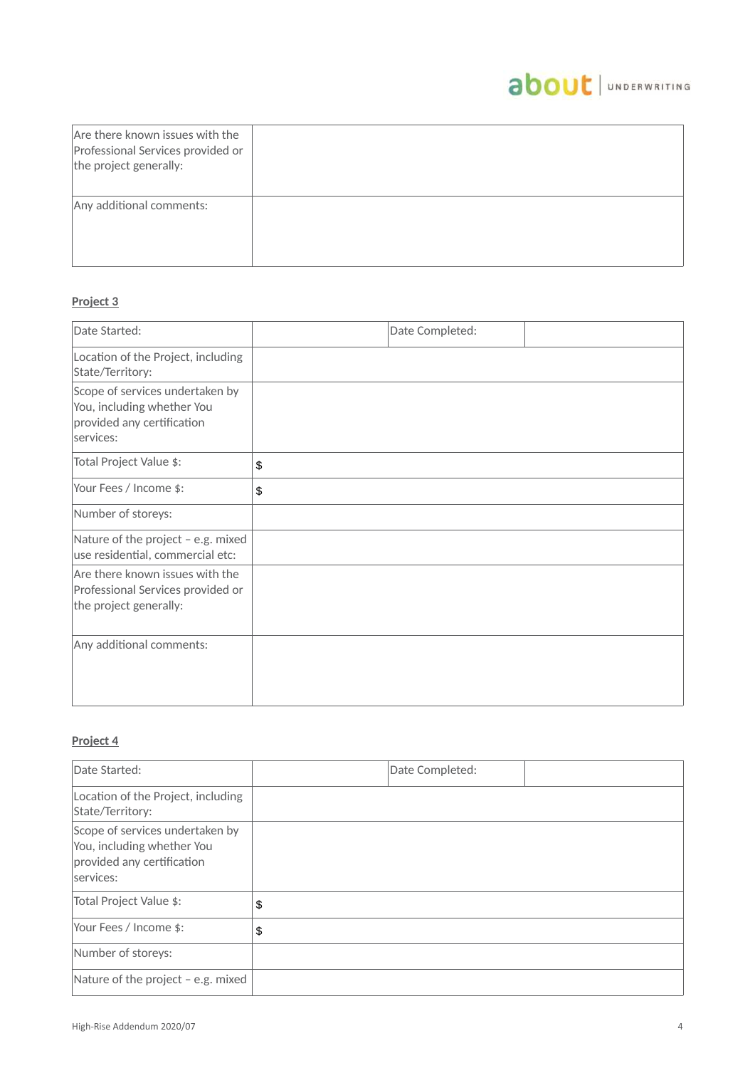| Are there known issues with the Professional Services provided or the project generally: | |
|---|---|
| Any additional comments: | |

**Project 3**

| Date Started: | | Date Completed: | |
|---|---|---|---|
| Location of the Project, including State/Territory: | | | |
| Scope of services undertaken by You, including whether You provided any certification services: | | | |
| Total Project Value $: | $ | | |
| Your Fees / Income $: | $ | | |
| Number of storeys: | | | |
| Nature of the project – e.g. mixed use residential, commercial etc: | | | |
| Are there known issues with the Professional Services provided or the project generally: | | | |
| Any additional comments: | | | |

**Project 4**

| Date Started: | | Date Completed: | |
|---|---|---|---|
| Location of the Project, including State/Territory: | | | |
| Scope of services undertaken by You, including whether You provided any certification services: | | | |
| Total Project Value $: | $ | | |
| Your Fees / Income $: | $ | | |
| Number of storeys: | | | |
| Nature of the project – e.g. mixed | | | |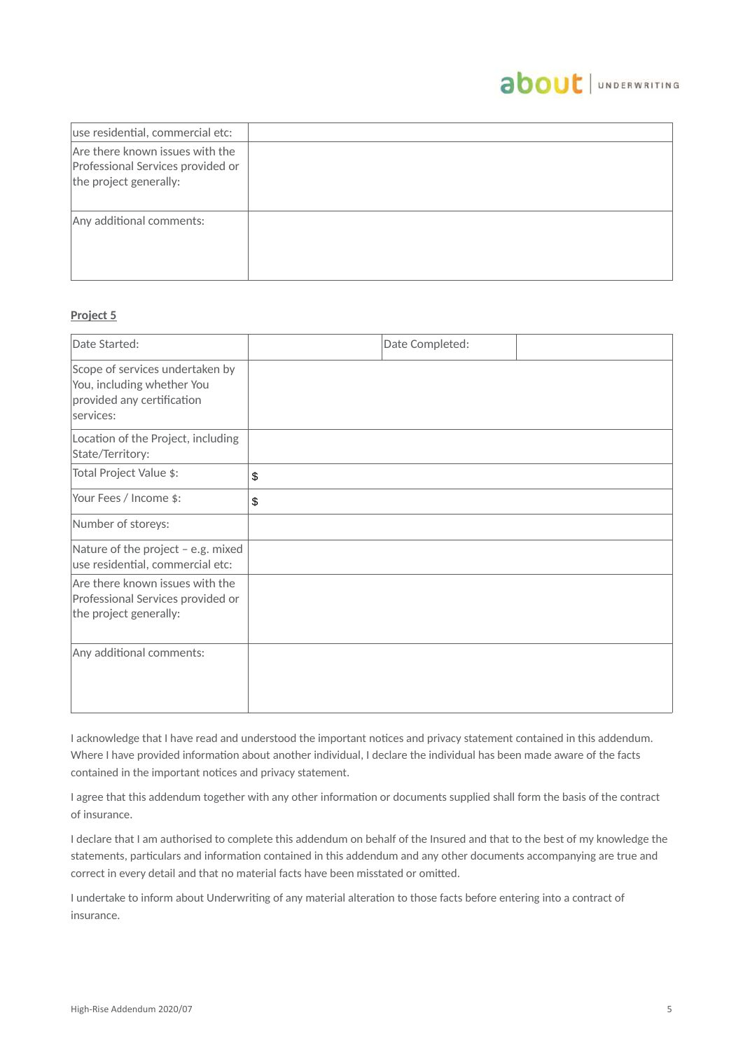| use residential, commercial etc: | |
|---|---|
| Are there known issues with the Professional Services provided or the project generally: | |
| Any additional comments: | |

**Project 5**

| Date Started: | | Date Completed: | |
|---|---|---|---|
| Scope of services undertaken by You, including whether You provided any certification services: | | | |
| Location of the Project, including State/Territory: | | | |
| Total Project Value $: | $ | | |
| Your Fees / Income $: | $ | | |
| Number of storeys: | | | |
| Nature of the project – e.g. mixed use residential, commercial etc: | | | |
| Are there known issues with the Professional Services provided or the project generally: | | | |
| Any additional comments: | | | |

I acknowledge that I have read and understood the important notices and privacy statement contained in this addendum. Where I have provided information about another individual, I declare the individual has been made aware of the facts contained in the important notices and privacy statement.

I agree that this addendum together with any other information or documents supplied shall form the basis of the contract of insurance.

I declare that I am authorised to complete this addendum on behalf of the Insured and that to the best of my knowledge the statements, particulars and information contained in this addendum and any other documents accompanying are true and correct in every detail and that no material facts have been misstated or omitted.

I undertake to inform about Underwriting of any material alteration to those facts before entering into a contract of insurance.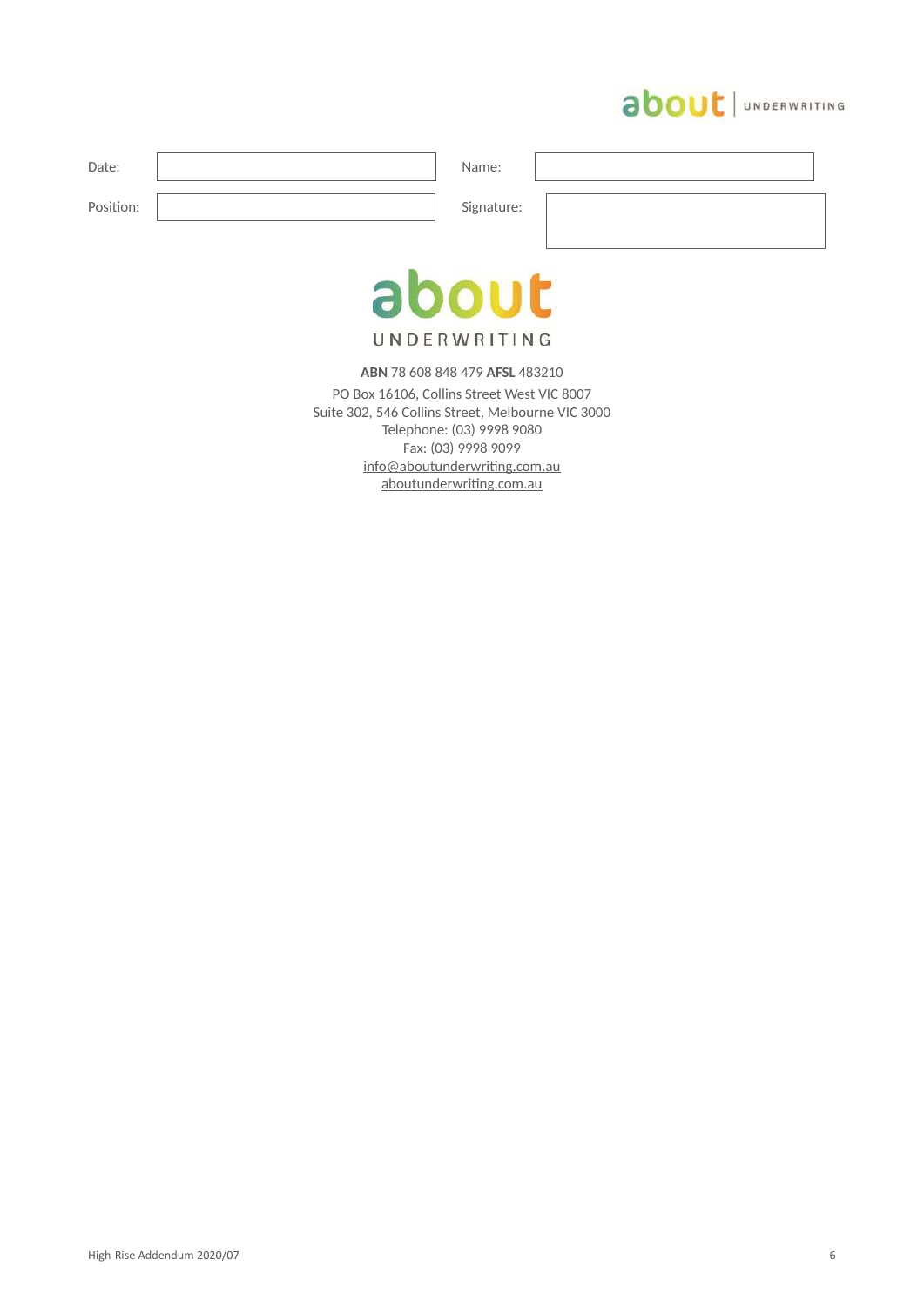| | | | |
|---|---|---|---|
| Date: | | Name: | |
| Position: | | Signature: | |

about

UNDERWRITING

**ABN** 78 608 848 479 **AFSL** 483210

PO Box 16106, Collins Street West VIC 8007
Suite 302, 546 Collins Street, Melbourne VIC 3000
Telephone: (03) 9998 9080
Fax: (03) 9998 9099
info@aboutunderwriting.com.au
aboutunderwriting.com.au